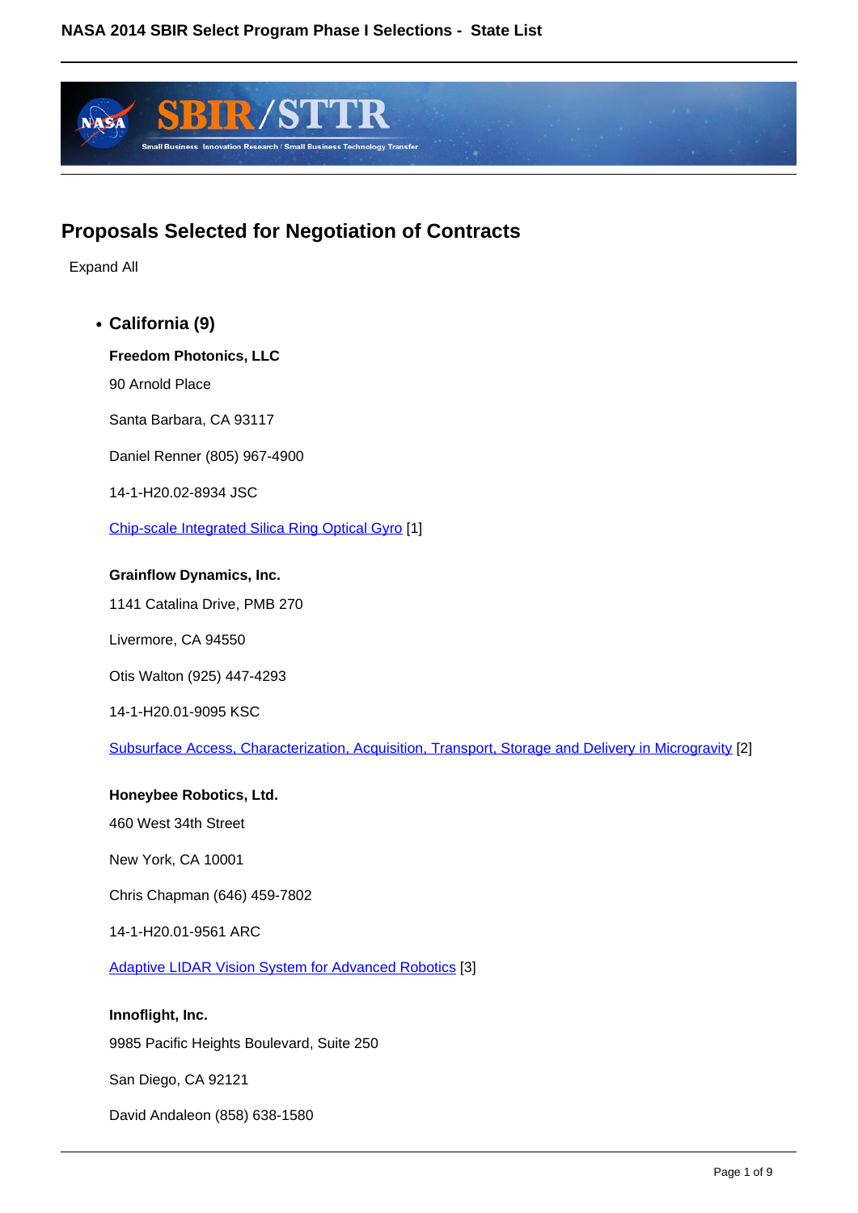## Proposals Selected for Negotiation of Contracts

Expand All

- **California (9)**

**Freedom Photonics, LLC**

90 Arnold Place

Santa Barbara, CA 93117

Daniel Renner (805) 967-4900

14-1-H20.02-8934 JSC

Chip-scale Integrated Silica Ring Optical Gyro [1]

**Grainflow Dynamics, Inc.**

1141 Catalina Drive, PMB 270

Livermore, CA 94550

Otis Walton (925) 447-4293

14-1-H20.01-9095 KSC

Subsurface Access, Characterization, Acquisition, Transport, Storage and Delivery in Microgravity [2]

**Honeybee Robotics, Ltd.**

460 West 34th Street

New York, CA 10001

Chris Chapman (646) 459-7802

14-1-H20.01-9561 ARC

Adaptive LIDAR Vision System for Advanced Robotics [3]

**Innoflight, Inc.**

9985 Pacific Heights Boulevard, Suite 250

San Diego, CA 92121

David Andaleon (858) 638-1580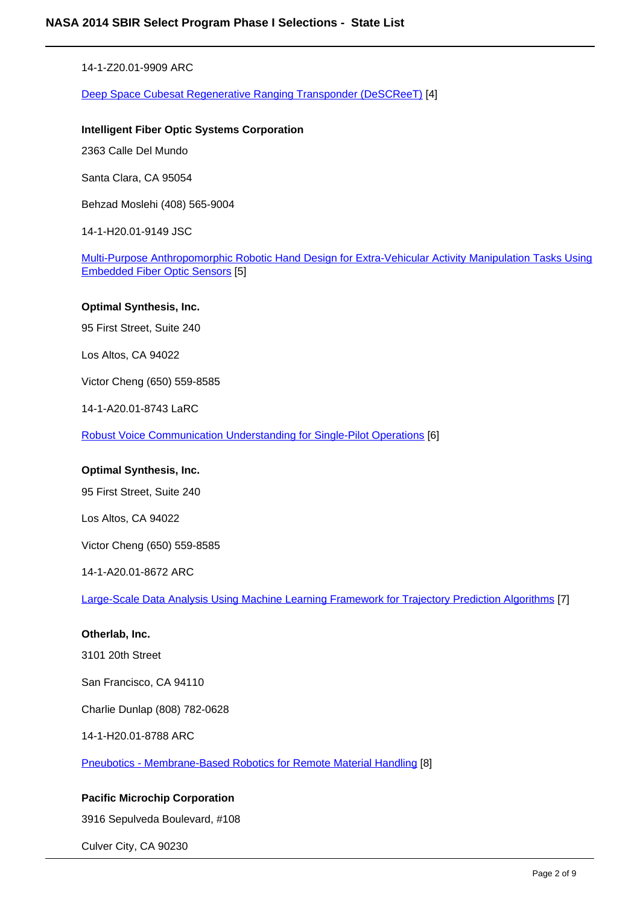14-1-Z20.01-9909 ARC

Deep Space Cubesat Regenerative Ranging Transponder (DeSCReeT) [4]

**Intelligent Fiber Optic Systems Corporation**

2363 Calle Del Mundo

Santa Clara, CA 95054

Behzad Moslehi (408) 565-9004

14-1-H20.01-9149 JSC

Multi-Purpose Anthropomorphic Robotic Hand Design for Extra-Vehicular Activity Manipulation Tasks Using Embedded Fiber Optic Sensors [5]

**Optimal Synthesis, Inc.**

95 First Street, Suite 240

Los Altos, CA 94022

Victor Cheng (650) 559-8585

14-1-A20.01-8743 LaRC

Robust Voice Communication Understanding for Single-Pilot Operations [6]

**Optimal Synthesis, Inc.**

95 First Street, Suite 240

Los Altos, CA 94022

Victor Cheng (650) 559-8585

14-1-A20.01-8672 ARC

Large-Scale Data Analysis Using Machine Learning Framework for Trajectory Prediction Algorithms [7]

**Otherlab, Inc.**

3101 20th Street

San Francisco, CA 94110

Charlie Dunlap (808) 782-0628

14-1-H20.01-8788 ARC

Pneubotics - Membrane-Based Robotics for Remote Material Handling [8]

**Pacific Microchip Corporation**

3916 Sepulveda Boulevard, #108

Culver City, CA 90230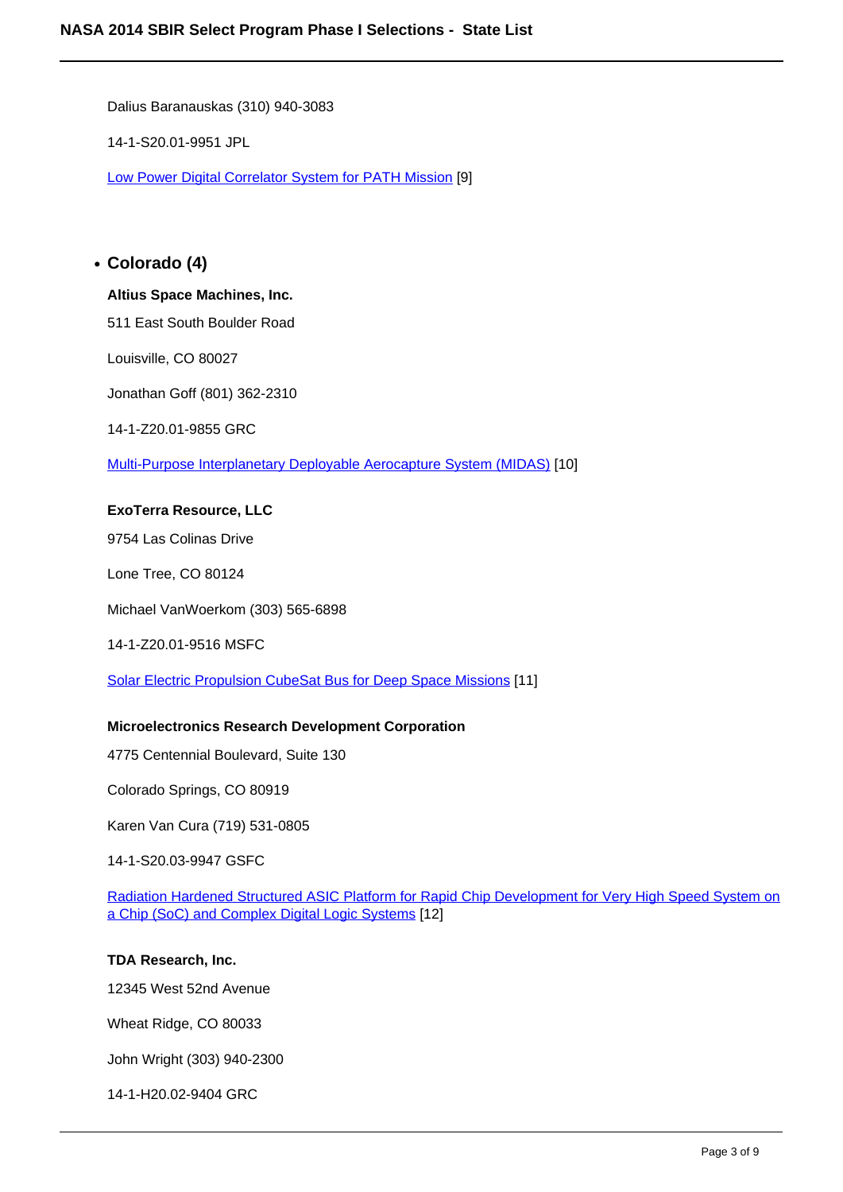Dalius Baranauskas (310) 940-3083

14-1-S20.01-9951 JPL

Low Power Digital Correlator System for PATH Mission [9]

- **Colorado (4)**

**Altius Space Machines, Inc.**

511 East South Boulder Road

Louisville, CO 80027

Jonathan Goff (801) 362-2310

14-1-Z20.01-9855 GRC

Multi-Purpose Interplanetary Deployable Aerocapture System (MIDAS) [10]

**ExoTerra Resource, LLC**

9754 Las Colinas Drive

Lone Tree, CO 80124

Michael VanWoerkom (303) 565-6898

14-1-Z20.01-9516 MSFC

Solar Electric Propulsion CubeSat Bus for Deep Space Missions [11]

**Microelectronics Research Development Corporation**

4775 Centennial Boulevard, Suite 130

Colorado Springs, CO 80919

Karen Van Cura (719) 531-0805

14-1-S20.03-9947 GSFC

Radiation Hardened Structured ASIC Platform for Rapid Chip Development for Very High Speed System on a Chip (SoC) and Complex Digital Logic Systems [12]

**TDA Research, Inc.**

12345 West 52nd Avenue

Wheat Ridge, CO 80033

John Wright (303) 940-2300

14-1-H20.02-9404 GRC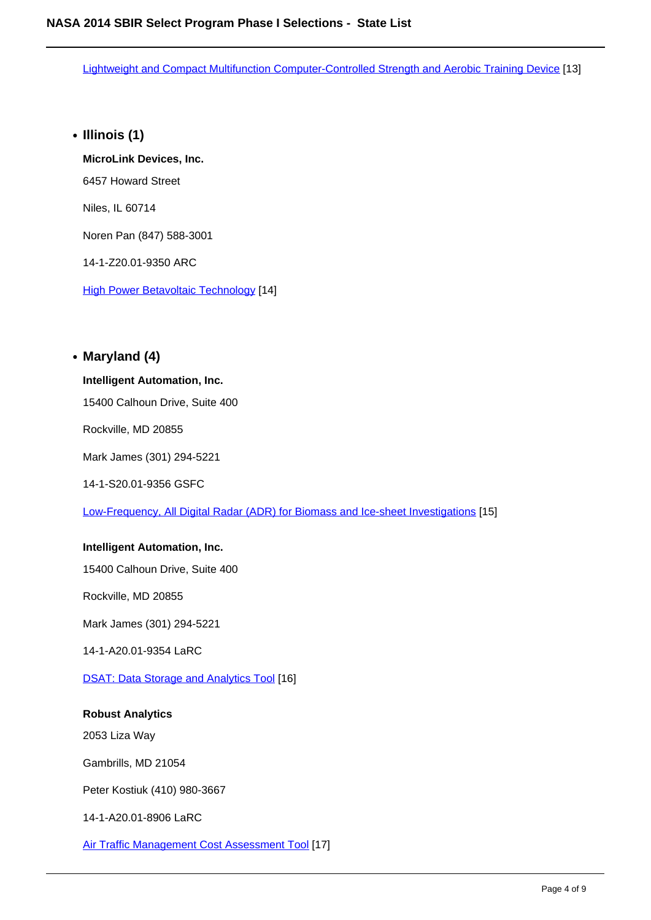Lightweight and Compact Multifunction Computer-Controlled Strength and Aerobic Training Device [13]

- **Illinois (1)**

  **MicroLink Devices, Inc.**

  6457 Howard Street

  Niles, IL 60714

  Noren Pan (847) 588-3001

  14-1-Z20.01-9350 ARC

  High Power Betavoltaic Technology [14]

- **Maryland (4)**

  **Intelligent Automation, Inc.**

  15400 Calhoun Drive, Suite 400

  Rockville, MD 20855

  Mark James (301) 294-5221

  14-1-S20.01-9356 GSFC

  Low-Frequency, All Digital Radar (ADR) for Biomass and Ice-sheet Investigations [15]

  **Intelligent Automation, Inc.**

  15400 Calhoun Drive, Suite 400

  Rockville, MD 20855

  Mark James (301) 294-5221

  14-1-A20.01-9354 LaRC

  DSAT: Data Storage and Analytics Tool [16]

  **Robust Analytics**

  2053 Liza Way

  Gambrills, MD 21054

  Peter Kostiuk (410) 980-3667

  14-1-A20.01-8906 LaRC

  Air Traffic Management Cost Assessment Tool [17]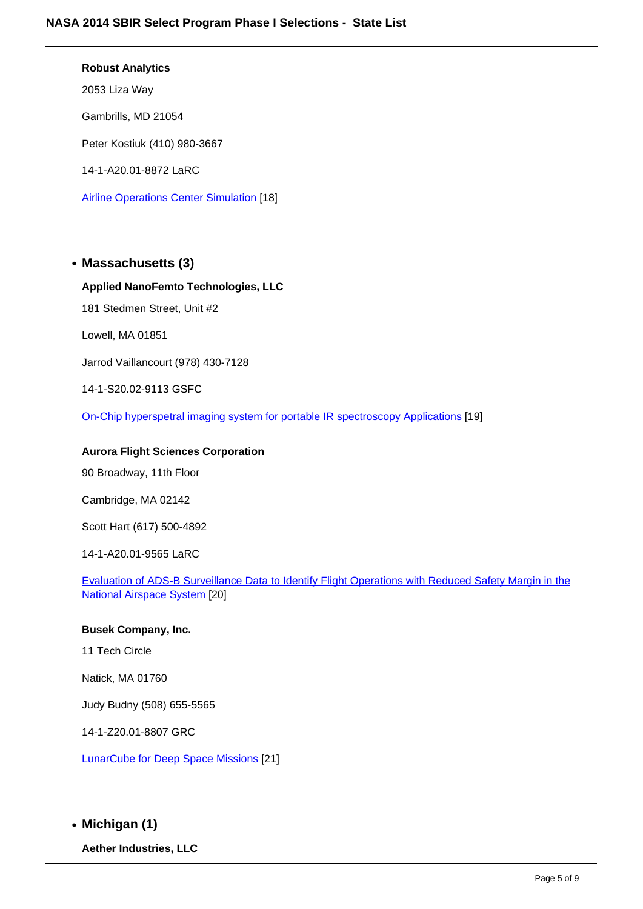**Robust Analytics**

2053 Liza Way

Gambrills, MD 21054

Peter Kostiuk (410) 980-3667

14-1-A20.01-8872 LaRC

Airline Operations Center Simulation [18]

- **Massachusetts (3)**

**Applied NanoFemto Technologies, LLC**

181 Stedmen Street, Unit #2

Lowell, MA 01851

Jarrod Vaillancourt (978) 430-7128

14-1-S20.02-9113 GSFC

On-Chip hyperspetral imaging system for portable IR spectroscopy Applications [19]

**Aurora Flight Sciences Corporation**

90 Broadway, 11th Floor

Cambridge, MA 02142

Scott Hart (617) 500-4892

14-1-A20.01-9565 LaRC

Evaluation of ADS-B Surveillance Data to Identify Flight Operations with Reduced Safety Margin in the National Airspace System [20]

**Busek Company, Inc.**

11 Tech Circle

Natick, MA 01760

Judy Budny (508) 655-5565

14-1-Z20.01-8807 GRC

LunarCube for Deep Space Missions [21]

- **Michigan (1)**

**Aether Industries, LLC**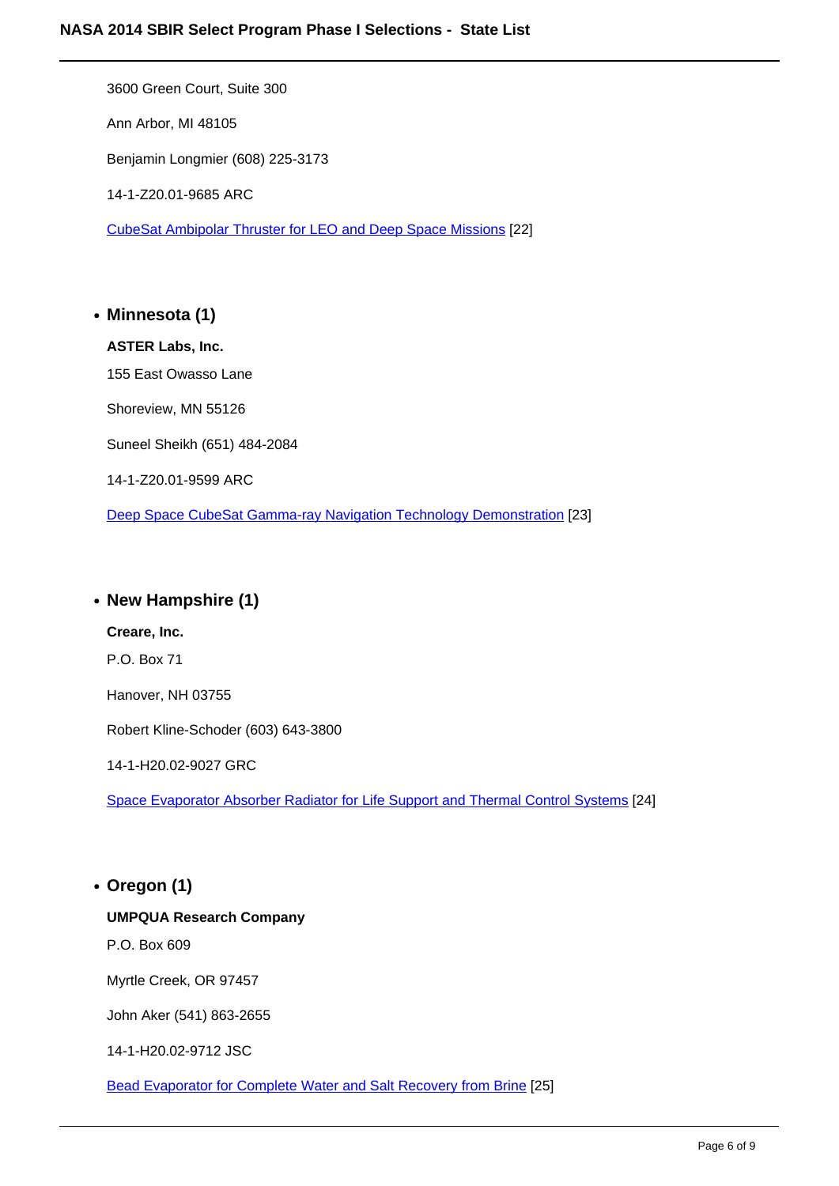3600 Green Court, Suite 300

Ann Arbor, MI 48105

Benjamin Longmier (608) 225-3173

14-1-Z20.01-9685 ARC

CubeSat Ambipolar Thruster for LEO and Deep Space Missions [22]

- **Minnesota (1)**

  **ASTER Labs, Inc.**

  155 East Owasso Lane

  Shoreview, MN 55126

  Suneel Sheikh (651) 484-2084

  14-1-Z20.01-9599 ARC

  Deep Space CubeSat Gamma-ray Navigation Technology Demonstration [23]

- **New Hampshire (1)**

  **Creare, Inc.**

  P.O. Box 71

  Hanover, NH 03755

  Robert Kline-Schoder (603) 643-3800

  14-1-H20.02-9027 GRC

  Space Evaporator Absorber Radiator for Life Support and Thermal Control Systems [24]

- **Oregon (1)**

  **UMPQUA Research Company**

  P.O. Box 609

  Myrtle Creek, OR 97457

  John Aker (541) 863-2655

  14-1-H20.02-9712 JSC

  Bead Evaporator for Complete Water and Salt Recovery from Brine [25]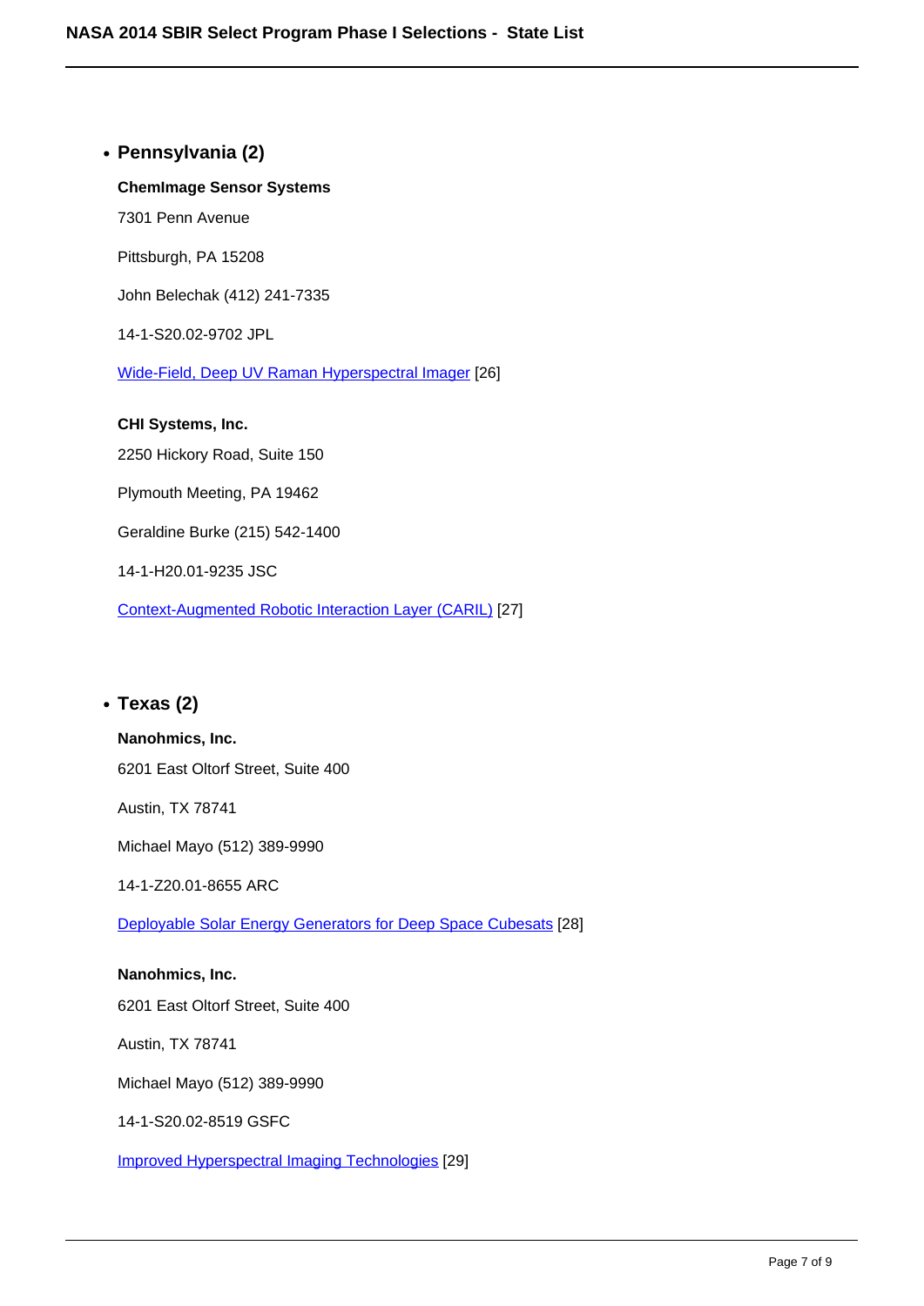- **Pennsylvania (2)**

  **ChemImage Sensor Systems**

  7301 Penn Avenue

  Pittsburgh, PA 15208

  John Belechak (412) 241-7335

  14-1-S20.02-9702 JPL

  Wide-Field, Deep UV Raman Hyperspectral Imager [26]

  **CHI Systems, Inc.**

  2250 Hickory Road, Suite 150

  Plymouth Meeting, PA 19462

  Geraldine Burke (215) 542-1400

  14-1-H20.01-9235 JSC

  Context-Augmented Robotic Interaction Layer (CARIL) [27]

- **Texas (2)**

  **Nanohmics, Inc.**

  6201 East Oltorf Street, Suite 400

  Austin, TX 78741

  Michael Mayo (512) 389-9990

  14-1-Z20.01-8655 ARC

  Deployable Solar Energy Generators for Deep Space Cubesats [28]

  **Nanohmics, Inc.**

  6201 East Oltorf Street, Suite 400

  Austin, TX 78741

  Michael Mayo (512) 389-9990

  14-1-S20.02-8519 GSFC

  Improved Hyperspectral Imaging Technologies [29]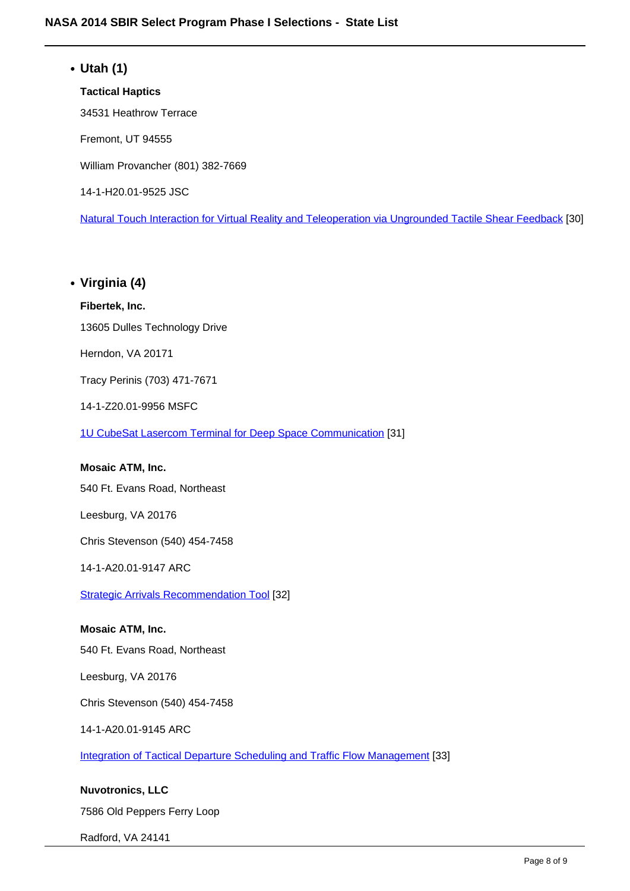- **Utah (1)**

  **Tactical Haptics**

  34531 Heathrow Terrace

  Fremont, UT 94555

  William Provancher (801) 382-7669

  14-1-H20.01-9525 JSC

  Natural Touch Interaction for Virtual Reality and Teleoperation via Ungrounded Tactile Shear Feedback [30]

- **Virginia (4)**

  **Fibertek, Inc.**

  13605 Dulles Technology Drive

  Herndon, VA 20171

  Tracy Perinis (703) 471-7671

  14-1-Z20.01-9956 MSFC

  1U CubeSat Lasercom Terminal for Deep Space Communication [31]

  **Mosaic ATM, Inc.**

  540 Ft. Evans Road, Northeast

  Leesburg, VA 20176

  Chris Stevenson (540) 454-7458

  14-1-A20.01-9147 ARC

  Strategic Arrivals Recommendation Tool [32]

  **Mosaic ATM, Inc.**

  540 Ft. Evans Road, Northeast

  Leesburg, VA 20176

  Chris Stevenson (540) 454-7458

  14-1-A20.01-9145 ARC

  Integration of Tactical Departure Scheduling and Traffic Flow Management [33]

  **Nuvotronics, LLC**

  7586 Old Peppers Ferry Loop

  Radford, VA 24141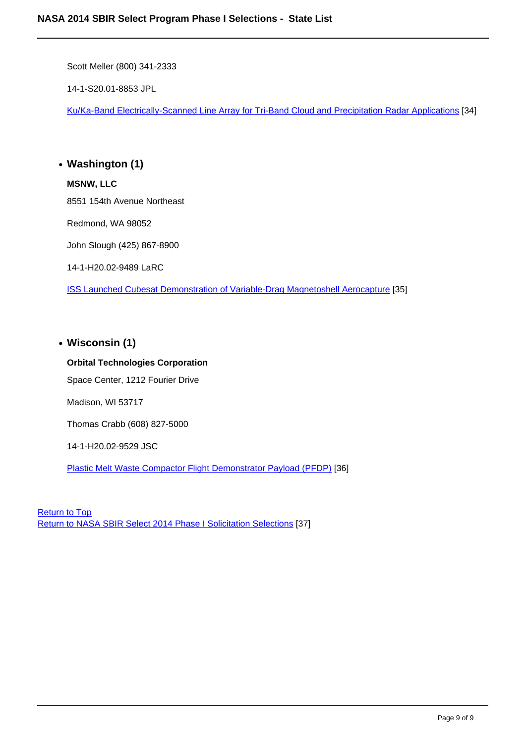Scott Meller (800) 341-2333

14-1-S20.01-8853 JPL

Ku/Ka-Band Electrically-Scanned Line Array for Tri-Band Cloud and Precipitation Radar Applications [34]

- **Washington (1)**

**MSNW, LLC**

8551 154th Avenue Northeast

Redmond, WA 98052

John Slough (425) 867-8900

14-1-H20.02-9489 LaRC

ISS Launched Cubesat Demonstration of Variable-Drag Magnetoshell Aerocapture [35]

- **Wisconsin (1)**

**Orbital Technologies Corporation**

Space Center, 1212 Fourier Drive

Madison, WI 53717

Thomas Crabb (608) 827-5000

14-1-H20.02-9529 JSC

Plastic Melt Waste Compactor Flight Demonstrator Payload (PFDP) [36]

Return to Top
Return to NASA SBIR Select 2014 Phase I Solicitation Selections [37]